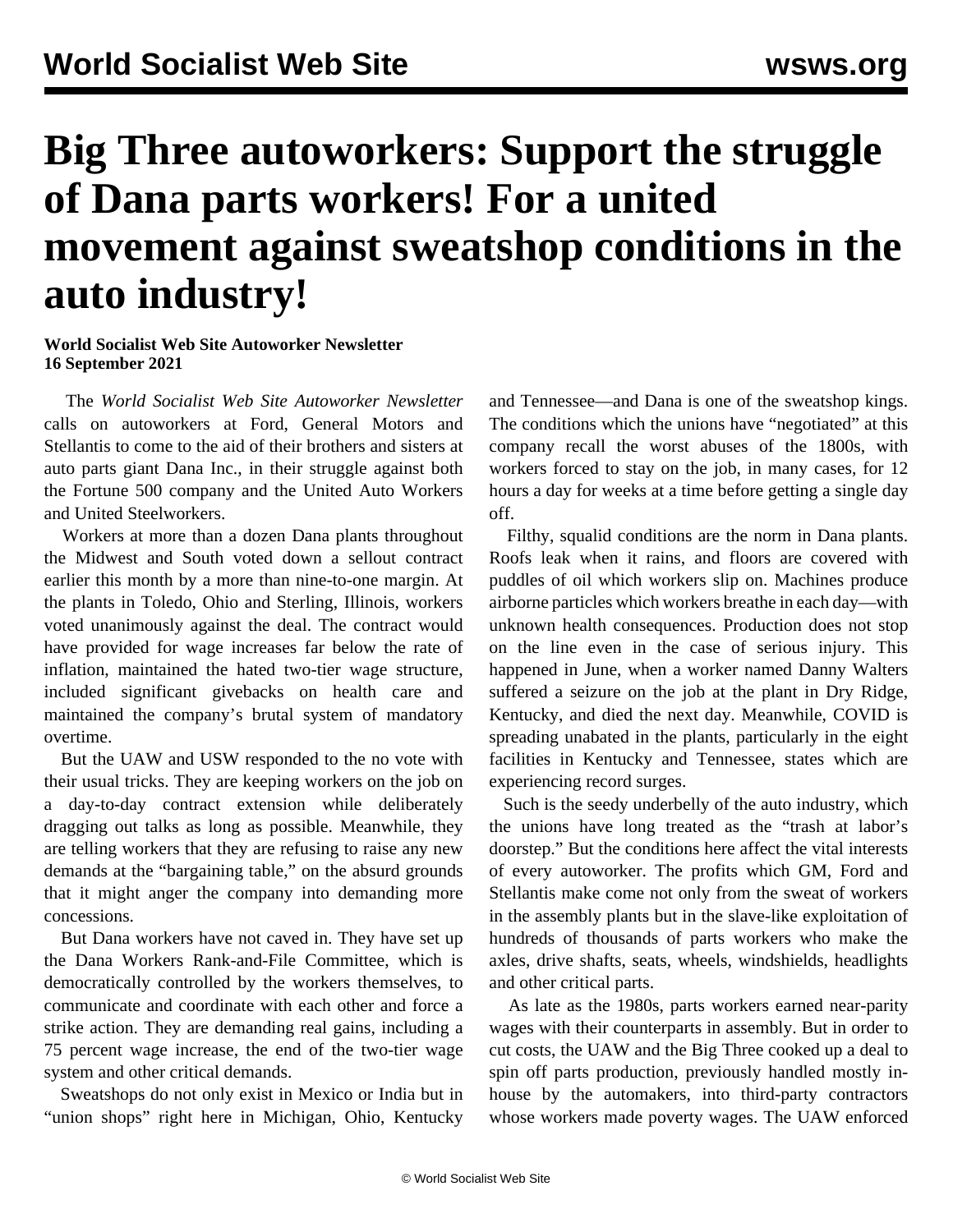# Big Three autoworkers: Support the struggle of Dana parts workers! For a united movement against sweatshop conditions in the auto industry!

**World Socialist Web Site Autoworker Newsletter**
**16 September 2021**

The *World Socialist Web Site Autoworker Newsletter* calls on autoworkers at Ford, General Motors and Stellantis to come to the aid of their brothers and sisters at auto parts giant Dana Inc., in their struggle against both the Fortune 500 company and the United Auto Workers and United Steelworkers.

Workers at more than a dozen Dana plants throughout the Midwest and South voted down a sellout contract earlier this month by a more than nine-to-one margin. At the plants in Toledo, Ohio and Sterling, Illinois, workers voted unanimously against the deal. The contract would have provided for wage increases far below the rate of inflation, maintained the hated two-tier wage structure, included significant givebacks on health care and maintained the company's brutal system of mandatory overtime.

But the UAW and USW responded to the no vote with their usual tricks. They are keeping workers on the job on a day-to-day contract extension while deliberately dragging out talks as long as possible. Meanwhile, they are telling workers that they are refusing to raise any new demands at the "bargaining table," on the absurd grounds that it might anger the company into demanding more concessions.

But Dana workers have not caved in. They have set up the Dana Workers Rank-and-File Committee, which is democratically controlled by the workers themselves, to communicate and coordinate with each other and force a strike action. They are demanding real gains, including a 75 percent wage increase, the end of the two-tier wage system and other critical demands.

Sweatshops do not only exist in Mexico or India but in "union shops" right here in Michigan, Ohio, Kentucky and Tennessee—and Dana is one of the sweatshop kings. The conditions which the unions have "negotiated" at this company recall the worst abuses of the 1800s, with workers forced to stay on the job, in many cases, for 12 hours a day for weeks at a time before getting a single day off.

Filthy, squalid conditions are the norm in Dana plants. Roofs leak when it rains, and floors are covered with puddles of oil which workers slip on. Machines produce airborne particles which workers breathe in each day—with unknown health consequences. Production does not stop on the line even in the case of serious injury. This happened in June, when a worker named Danny Walters suffered a seizure on the job at the plant in Dry Ridge, Kentucky, and died the next day. Meanwhile, COVID is spreading unabated in the plants, particularly in the eight facilities in Kentucky and Tennessee, states which are experiencing record surges.

Such is the seedy underbelly of the auto industry, which the unions have long treated as the "trash at labor's doorstep." But the conditions here affect the vital interests of every autoworker. The profits which GM, Ford and Stellantis make come not only from the sweat of workers in the assembly plants but in the slave-like exploitation of hundreds of thousands of parts workers who make the axles, drive shafts, seats, wheels, windshields, headlights and other critical parts.

As late as the 1980s, parts workers earned near-parity wages with their counterparts in assembly. But in order to cut costs, the UAW and the Big Three cooked up a deal to spin off parts production, previously handled mostly in-house by the automakers, into third-party contractors whose workers made poverty wages. The UAW enforced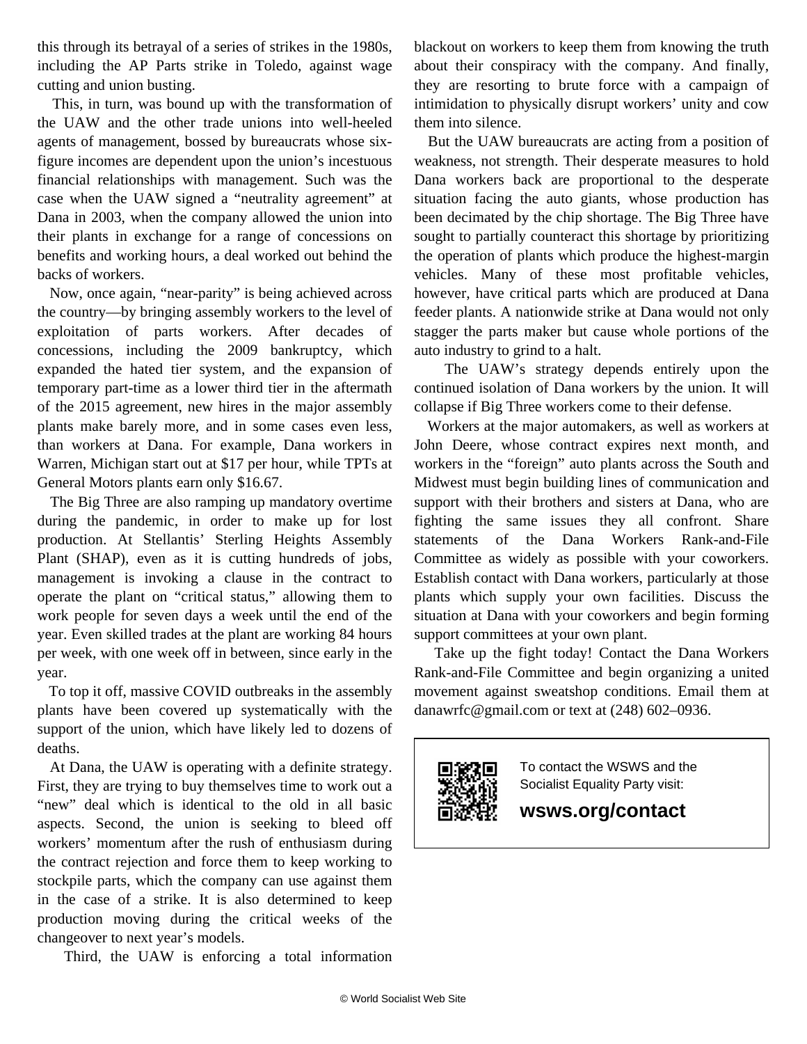this through its betrayal of a series of strikes in the 1980s, including the AP Parts strike in Toledo, against wage cutting and union busting.

This, in turn, was bound up with the transformation of the UAW and the other trade unions into well-heeled agents of management, bossed by bureaucrats whose six-figure incomes are dependent upon the union's incestuous financial relationships with management. Such was the case when the UAW signed a "neutrality agreement" at Dana in 2003, when the company allowed the union into their plants in exchange for a range of concessions on benefits and working hours, a deal worked out behind the backs of workers.

Now, once again, "near-parity" is being achieved across the country—by bringing assembly workers to the level of exploitation of parts workers. After decades of concessions, including the 2009 bankruptcy, which expanded the hated tier system, and the expansion of temporary part-time as a lower third tier in the aftermath of the 2015 agreement, new hires in the major assembly plants make barely more, and in some cases even less, than workers at Dana. For example, Dana workers in Warren, Michigan start out at $17 per hour, while TPTs at General Motors plants earn only $16.67.

The Big Three are also ramping up mandatory overtime during the pandemic, in order to make up for lost production. At Stellantis' Sterling Heights Assembly Plant (SHAP), even as it is cutting hundreds of jobs, management is invoking a clause in the contract to operate the plant on "critical status," allowing them to work people for seven days a week until the end of the year. Even skilled trades at the plant are working 84 hours per week, with one week off in between, since early in the year.

To top it off, massive COVID outbreaks in the assembly plants have been covered up systematically with the support of the union, which have likely led to dozens of deaths.

At Dana, the UAW is operating with a definite strategy. First, they are trying to buy themselves time to work out a "new" deal which is identical to the old in all basic aspects. Second, the union is seeking to bleed off workers' momentum after the rush of enthusiasm during the contract rejection and force them to keep working to stockpile parts, which the company can use against them in the case of a strike. It is also determined to keep production moving during the critical weeks of the changeover to next year's models.

Third, the UAW is enforcing a total information blackout on workers to keep them from knowing the truth about their conspiracy with the company. And finally, they are resorting to brute force with a campaign of intimidation to physically disrupt workers' unity and cow them into silence.

But the UAW bureaucrats are acting from a position of weakness, not strength. Their desperate measures to hold Dana workers back are proportional to the desperate situation facing the auto giants, whose production has been decimated by the chip shortage. The Big Three have sought to partially counteract this shortage by prioritizing the operation of plants which produce the highest-margin vehicles. Many of these most profitable vehicles, however, have critical parts which are produced at Dana feeder plants. A nationwide strike at Dana would not only stagger the parts maker but cause whole portions of the auto industry to grind to a halt.

The UAW's strategy depends entirely upon the continued isolation of Dana workers by the union. It will collapse if Big Three workers come to their defense.

Workers at the major automakers, as well as workers at John Deere, whose contract expires next month, and workers in the "foreign" auto plants across the South and Midwest must begin building lines of communication and support with their brothers and sisters at Dana, who are fighting the same issues they all confront. Share statements of the Dana Workers Rank-and-File Committee as widely as possible with your coworkers. Establish contact with Dana workers, particularly at those plants which supply your own facilities. Discuss the situation at Dana with your coworkers and begin forming support committees at your own plant.

Take up the fight today! Contact the Dana Workers Rank-and-File Committee and begin organizing a united movement against sweatshop conditions. Email them at danawrfc@gmail.com or text at (248) 602–0936.

To contact the WSWS and the Socialist Equality Party visit:

**wsws.org/contact**